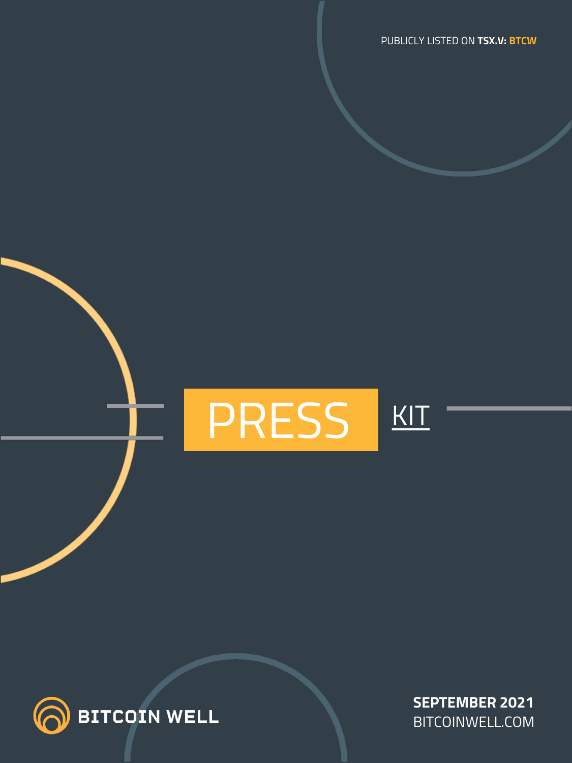PUBLICLY LISTED ON **TSX.V: BTCW**

# PRESS KIT

BITCOIN WELL

**SEPTEMBER 2021**

BITCOINWELL.COM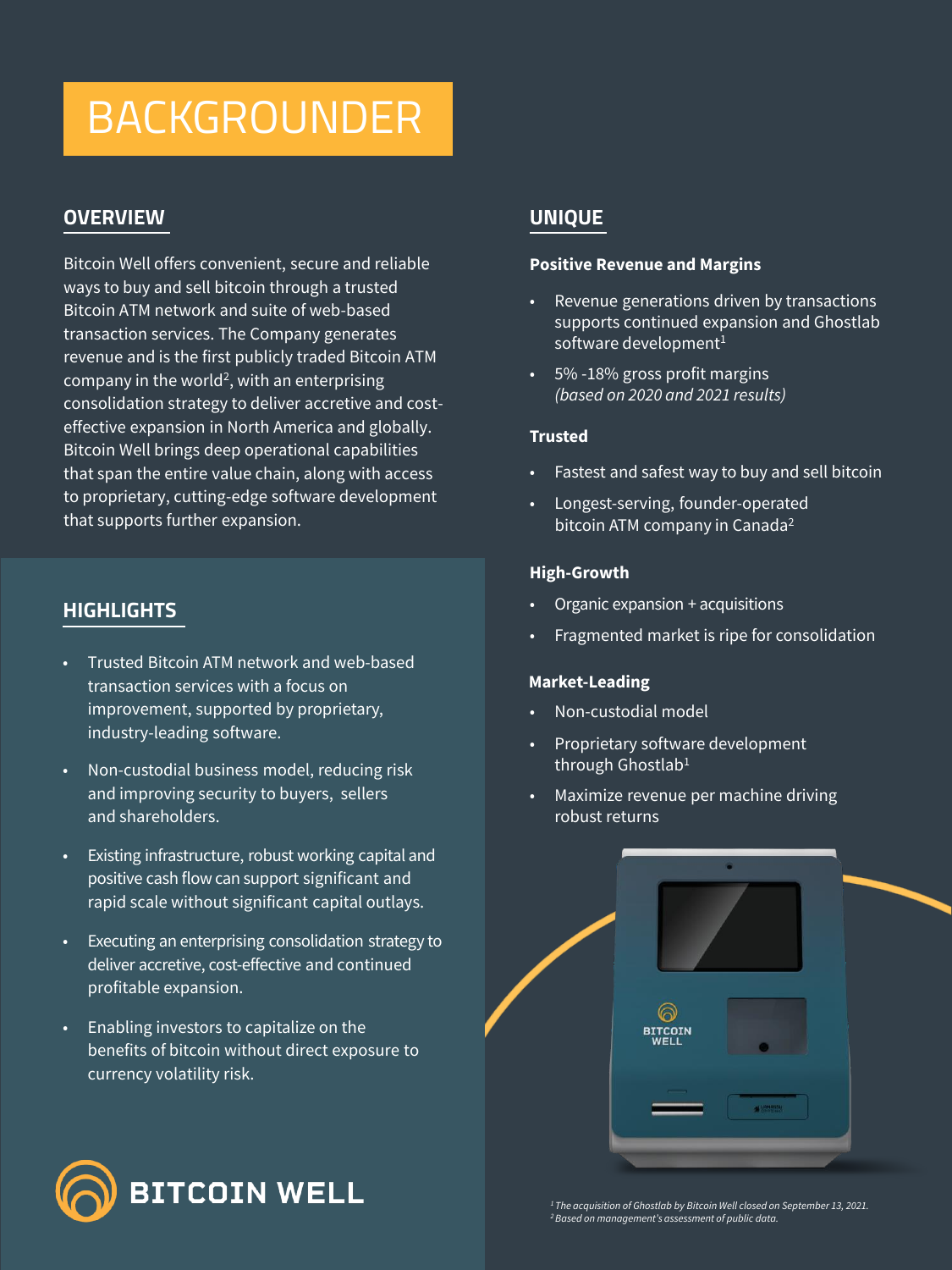# BACKGROUNDER

## OVERVIEW

Bitcoin Well offers convenient, secure and reliable ways to buy and sell bitcoin through a trusted Bitcoin ATM network and suite of web-based transaction services. The Company generates revenue and is the first publicly traded Bitcoin ATM company in the world[2], with an enterprising consolidation strategy to deliver accretive and cost-effective expansion in North America and globally. Bitcoin Well brings deep operational capabilities that span the entire value chain, along with access to proprietary, cutting-edge software development that supports further expansion.

## HIGHLIGHTS

- Trusted Bitcoin ATM network and web-based transaction services with a focus on improvement, supported by proprietary, industry-leading software.
- Non-custodial business model, reducing risk and improving security to buyers, sellers and shareholders.
- Existing infrastructure, robust working capital and positive cash flow can support significant and rapid scale without significant capital outlays.
- Executing an enterprising consolidation strategy to deliver accretive, cost-effective and continued profitable expansion.
- Enabling investors to capitalize on the benefits of bitcoin without direct exposure to currency volatility risk.

BITCOIN WELL

## UNIQUE

**Positive Revenue and Margins**

- Revenue generations driven by transactions supports continued expansion and Ghostlab software development[1]
- 5% -18% gross profit margins *(based on 2020 and 2021 results)*

**Trusted**

- Fastest and safest way to buy and sell bitcoin
- Longest-serving, founder-operated bitcoin ATM company in Canada[2]

**High-Growth**

- Organic expansion + acquisitions
- Fragmented market is ripe for consolidation

**Market-Leading**

- Non-custodial model
- Proprietary software development through Ghostlab[1]
- Maximize revenue per machine driving robust returns

*[1] The acquisition of Ghostlab by Bitcoin Well closed on September 13, 2021.*
*[2] Based on management's assessment of public data.*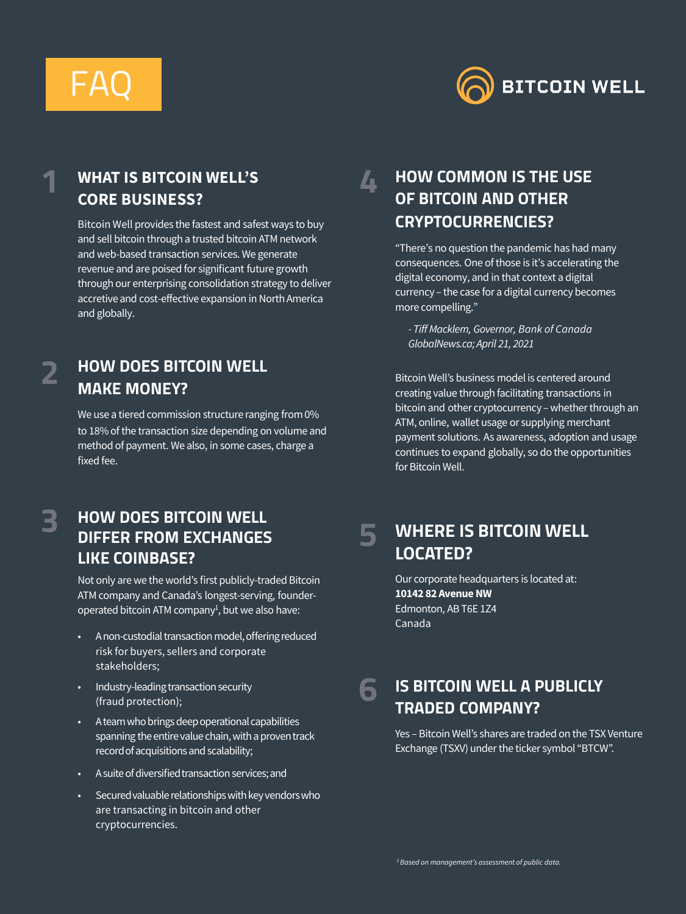# FAQ

BITCOIN WELL

## 1 WHAT IS BITCOIN WELL'S CORE BUSINESS?

Bitcoin Well provides the fastest and safest ways to buy and sell bitcoin through a trusted bitcoin ATM network and web-based transaction services. We generate revenue and are poised for significant future growth through our enterprising consolidation strategy to deliver accretive and cost-effective expansion in North America and globally.

## 2 HOW DOES BITCOIN WELL MAKE MONEY?

We use a tiered commission structure ranging from 0% to 18% of the transaction size depending on volume and method of payment. We also, in some cases, charge a fixed fee.

## 3 HOW DOES BITCOIN WELL DIFFER FROM EXCHANGES LIKE COINBASE?

Not only are we the world's first publicly-traded Bitcoin ATM company and Canada's longest-serving, founder-operated bitcoin ATM company[1], but we also have:

- A non-custodial transaction model, offering reduced risk for buyers, sellers and corporate stakeholders;
- Industry-leading transaction security (fraud protection);
- A team who brings deep operational capabilities spanning the entire value chain, with a proven track record of acquisitions and scalability;
- A suite of diversified transaction services; and
- Secured valuable relationships with key vendors who are transacting in bitcoin and other cryptocurrencies.

## 4 HOW COMMON IS THE USE OF BITCOIN AND OTHER CRYPTOCURRENCIES?

"There's no question the pandemic has had many consequences. One of those is it's accelerating the digital economy, and in that context a digital currency – the case for a digital currency becomes more compelling."

*- Tiff Macklem, Governor, Bank of Canada*
*GlobalNews.ca; April 21, 2021*

Bitcoin Well's business model is centered around creating value through facilitating transactions in bitcoin and other cryptocurrency – whether through an ATM, online, wallet usage or supplying merchant payment solutions. As awareness, adoption and usage continues to expand globally, so do the opportunities for Bitcoin Well.

## 5 WHERE IS BITCOIN WELL LOCATED?

Our corporate headquarters is located at:
**10142 82 Avenue NW**
Edmonton, AB T6E 1Z4
Canada

## 6 IS BITCOIN WELL A PUBLICLY TRADED COMPANY?

Yes – Bitcoin Well's shares are traded on the TSX Venture Exchange (TSXV) under the ticker symbol "BTCW".

*[1] Based on management's assessment of public data.*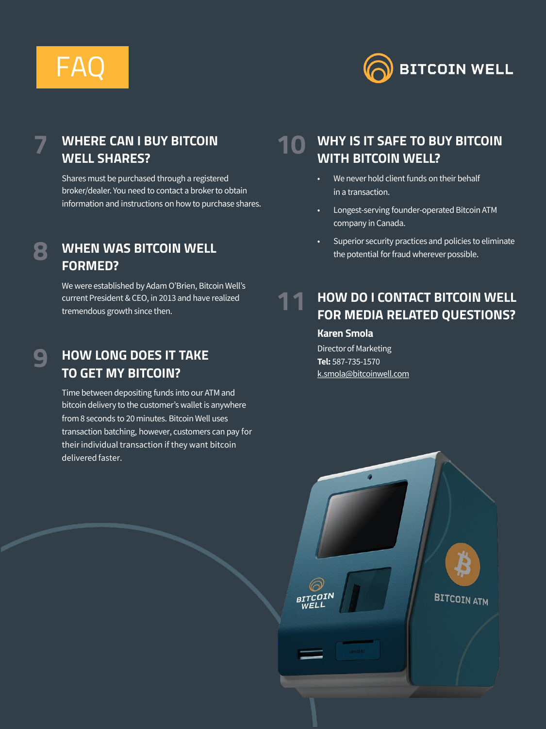# FAQ

BITCOIN WELL

## 7 WHERE CAN I BUY BITCOIN WELL SHARES?

Shares must be purchased through a registered broker/dealer. You need to contact a broker to obtain information and instructions on how to purchase shares.

## 8 WHEN WAS BITCOIN WELL FORMED?

We were established by Adam O'Brien, Bitcoin Well's current President & CEO, in 2013 and have realized tremendous growth since then.

## 9 HOW LONG DOES IT TAKE TO GET MY BITCOIN?

Time between depositing funds into our ATM and bitcoin delivery to the customer's wallet is anywhere from 8 seconds to 20 minutes. Bitcoin Well uses transaction batching, however, customers can pay for their individual transaction if they want bitcoin delivered faster.

## 10 WHY IS IT SAFE TO BUY BITCOIN WITH BITCOIN WELL?

- We never hold client funds on their behalf in a transaction.
- Longest-serving founder-operated Bitcoin ATM company in Canada.
- Superior security practices and policies to eliminate the potential for fraud wherever possible.

## 11 HOW DO I CONTACT BITCOIN WELL FOR MEDIA RELATED QUESTIONS?

**Karen Smola**

Director of Marketing

**Tel:** 587-735-1570

k.smola@bitcoinwell.com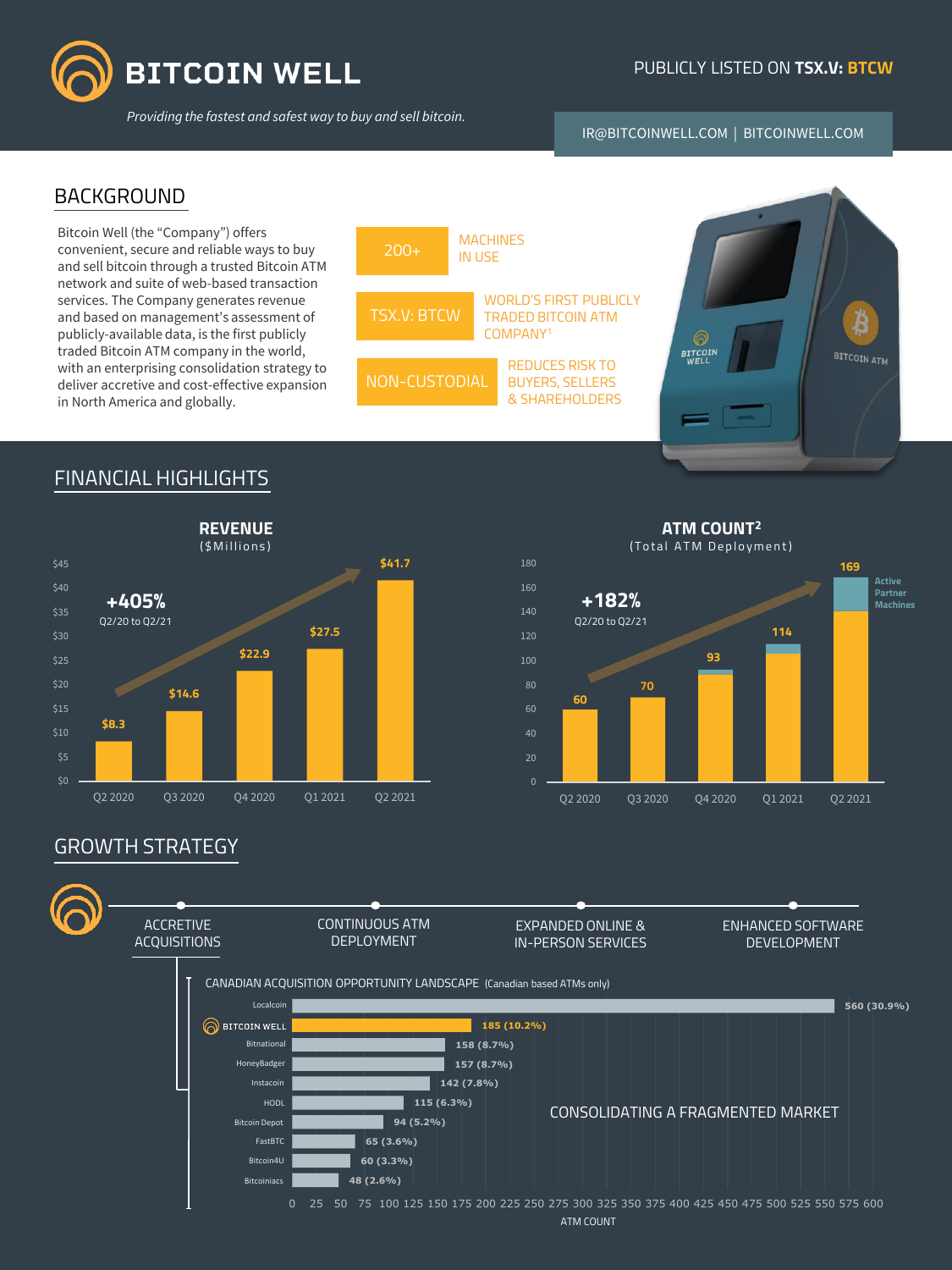# BITCOIN WELL

*Providing the fastest and safest way to buy and sell bitcoin.*

PUBLICLY LISTED ON **TSX.V: BTCW**

IR@BITCOINWELL.COM | BITCOINWELL.COM

## BACKGROUND

Bitcoin Well (the "Company") offers convenient, secure and reliable ways to buy and sell bitcoin through a trusted Bitcoin ATM network and suite of web-based transaction services. The Company generates revenue and based on management's assessment of publicly-available data, is the first publicly traded Bitcoin ATM company in the world, with an enterprising consolidation strategy to deliver accretive and cost-effective expansion in North America and globally.

| | |
|---|---|
| 200+ | MACHINES IN USE |
| TSX.V: BTCW | WORLD'S FIRST PUBLICLY TRADED BITCOIN ATM COMPANY[1] |
| NON-CUSTODIAL | REDUCES RISK TO BUYERS, SELLERS & SHAREHOLDERS |

## FINANCIAL HIGHLIGHTS

### REVENUE ($Millions)

**+405%** Q2/20 to Q2/21

| Quarter | Revenue |
|---|---|
| Q2 2020 | $8.3 |
| Q3 2020 | $14.6 |
| Q4 2020 | $22.9 |
| Q1 2021 | $27.5 |
| Q2 2021 | $41.7 |

### ATM COUNT[2] (Total ATM Deployment)

**+182%** Q2/20 to Q2/21

| Quarter | ATM Count |
|---|---|
| Q2 2020 | 60 |
| Q3 2020 | 70 |
| Q4 2020 | 93 |
| Q1 2021 | 114 |
| Q2 2021 | 169 |

Active Partner Machines

## GROWTH STRATEGY

- ACCRETIVE ACQUISITIONS
- CONTINUOUS ATM DEPLOYMENT
- EXPANDED ONLINE & IN-PERSON SERVICES
- ENHANCED SOFTWARE DEVELOPMENT

### CANADIAN ACQUISITION OPPORTUNITY LANDSCAPE (Canadian based ATMs only)

| Company | ATM Count |
|---|---|
| Localcoin | 560 (30.9%) |
| BITCOIN WELL | 185 (10.2%) |
| Bitnational | 158 (8.7%) |
| HoneyBadger | 157 (8.7%) |
| Instacoin | 142 (7.8%) |
| HODL | 115 (6.3%) |
| Bitcoin Depot | 94 (5.2%) |
| FastBTC | 65 (3.6%) |
| Bitcoin4U | 60 (3.3%) |
| Bitcoiniacs | 48 (2.6%) |

CONSOLIDATING A FRAGMENTED MARKET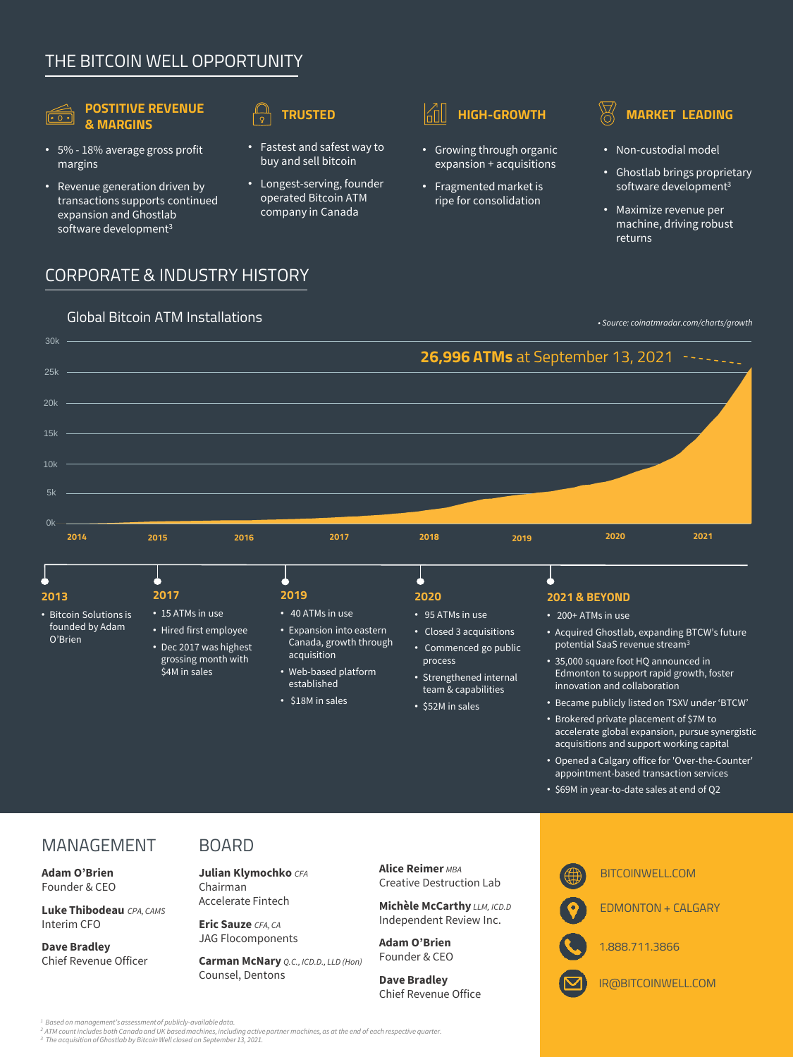# THE BITCOIN WELL OPPORTUNITY

### POSTITIVE REVENUE & MARGINS

- 5% - 18% average gross profit margins
- Revenue generation driven by transactions supports continued expansion and Ghostlab software development[3]

### TRUSTED

- Fastest and safest way to buy and sell bitcoin
- Longest-serving, founder operated Bitcoin ATM company in Canada

### HIGH-GROWTH

- Growing through organic expansion + acquisitions
- Fragmented market is ripe for consolidation

### MARKET LEADING

- Non-custodial model
- Ghostlab brings proprietary software development[3]
- Maximize revenue per machine, driving robust returns

# CORPORATE & INDUSTRY HISTORY

## Global Bitcoin ATM Installations

*• Source: coinatmradar.com/charts/growth*

**26,996 ATMs** at September 13, 2021

### 2013

- Bitcoin Solutions is founded by Adam O'Brien

### 2017

- 15 ATMs in use
- Hired first employee
- Dec 2017 was highest grossing month with $4M in sales

### 2019

- 40 ATMs in use
- Expansion into eastern Canada, growth through acquisition
- Web-based platform established
- $18M in sales

### 2020

- 95 ATMs in use
- Closed 3 acquisitions
- Commenced go public process
- Strengthened internal team & capabilities
- $52M in sales

### 2021 & BEYOND

- 200+ ATMs in use
- Acquired Ghostlab, expanding BTCW's future potential SaaS revenue stream[3]
- 35,000 square foot HQ announced in Edmonton to support rapid growth, foster innovation and collaboration
- Became publicly listed on TSXV under 'BTCW'
- Brokered private placement of $7M to accelerate global expansion, pursue synergistic acquisitions and support working capital
- Opened a Calgary office for 'Over-the-Counter' appointment-based transaction services
- $69M in year-to-date sales at end of Q2

# MANAGEMENT

**Adam O'Brien**
Founder & CEO

**Luke Thibodeau** *CPA, CAMS*
Interim CFO

**Dave Bradley**
Chief Revenue Officer

# BOARD

**Julian Klymochko** *CFA*
Chairman
Accelerate Fintech

**Eric Sauze** *CFA, CA*
JAG Flocomponents

**Carman McNary** *Q.C., ICD.D., LLD (Hon)*
Counsel, Dentons

**Alice Reimer** *MBA*
Creative Destruction Lab

**Michèle McCarthy** *LLM, ICD.D*
Independent Review Inc.

**Adam O'Brien**
Founder & CEO

**Dave Bradley**
Chief Revenue Office

BITCOINWELL.COM

EDMONTON + CALGARY

1.888.711.3866

IR@BITCOINWELL.COM

*[1] Based on management's assessment of publicly-available data.*
*[2] ATM count includes both Canada and UK based machines, including active partner machines, as at the end of each respective quarter.*
*[3] The acquisition of Ghostlab by Bitcoin Well closed on September 13, 2021.*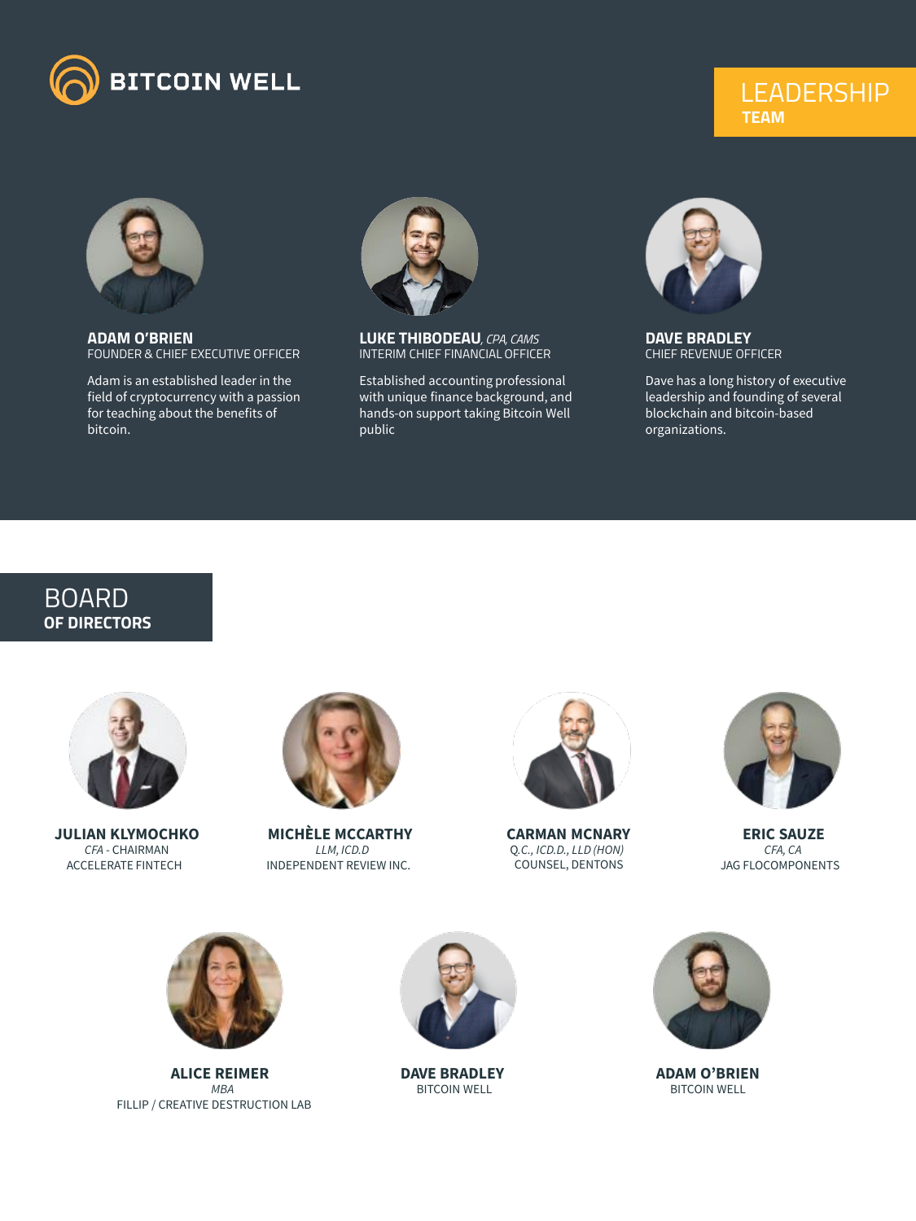BITCOIN WELL

# LEADERSHIP TEAM

**ADAM O'BRIEN**
FOUNDER & CHIEF EXECUTIVE OFFICER

Adam is an established leader in the field of cryptocurrency with a passion for teaching about the benefits of bitcoin.

**LUKE THIBODEAU**, *CPA, CAMS*
INTERIM CHIEF FINANCIAL OFFICER

Established accounting professional with unique finance background, and hands-on support taking Bitcoin Well public

**DAVE BRADLEY**
CHIEF REVENUE OFFICER

Dave has a long history of executive leadership and founding of several blockchain and bitcoin-based organizations.

# BOARD OF DIRECTORS

**JULIAN KLYMOCHKO**
*CFA* - CHAIRMAN
ACCELERATE FINTECH

**MICHÈLE MCCARTHY**
*LLM, ICD.D*
INDEPENDENT REVIEW INC.

**CARMAN MCNARY**
*Q.C., ICD.D., LLD (HON)*
COUNSEL, DENTONS

**ERIC SAUZE**
*CFA, CA*
JAG FLOCOMPONENTS

**ALICE REIMER**
*MBA*
FILLIP / CREATIVE DESTRUCTION LAB

**DAVE BRADLEY**
BITCOIN WELL

**ADAM O'BRIEN**
BITCOIN WELL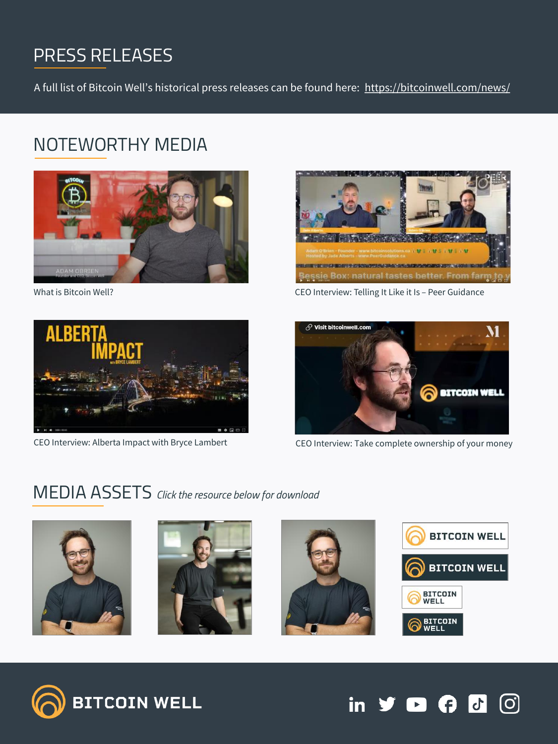# PRESS RELEASES

A full list of Bitcoin Well's historical press releases can be found here: https://bitcoinwell.com/news/

# NOTEWORTHY MEDIA

What is Bitcoin Well?

CEO Interview: Telling It Like it Is – Peer Guidance

CEO Interview: Alberta Impact with Bryce Lambert

CEO Interview: Take complete ownership of your money

# MEDIA ASSETS *Click the resource below for download*

BITCOIN WELL